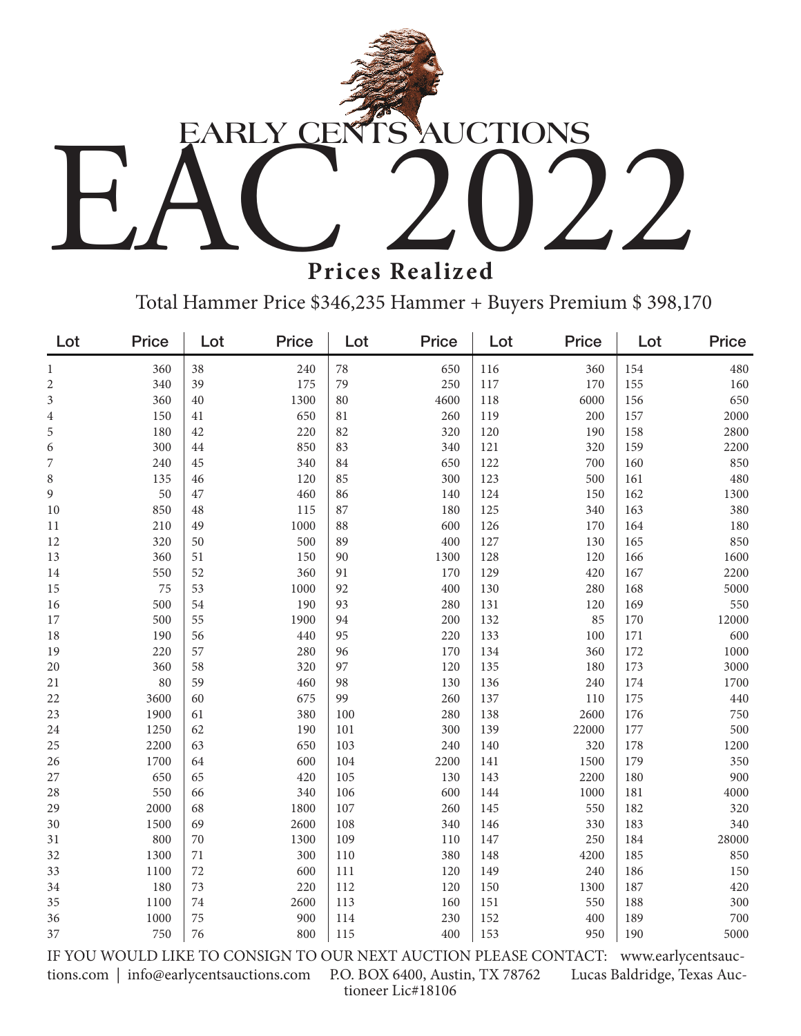# EARLY CENTS AUCTIONS

# EAC 2022

## Prices Realized

Total Hammer Price $346,235 Hammer + Buyers Premium $ 398,170

| Lot | Price | Lot | Price | Lot | Price | Lot | Price | Lot | Price |
|---|---|---|---|---|---|---|---|---|---|
| 1 | 360 | 38 | 240 | 78 | 650 | 116 | 360 | 154 | 480 |
| 2 | 340 | 39 | 175 | 79 | 250 | 117 | 170 | 155 | 160 |
| 3 | 360 | 40 | 1300 | 80 | 4600 | 118 | 6000 | 156 | 650 |
| 4 | 150 | 41 | 650 | 81 | 260 | 119 | 200 | 157 | 2000 |
| 5 | 180 | 42 | 220 | 82 | 320 | 120 | 190 | 158 | 2800 |
| 6 | 300 | 44 | 850 | 83 | 340 | 121 | 320 | 159 | 2200 |
| 7 | 240 | 45 | 340 | 84 | 650 | 122 | 700 | 160 | 850 |
| 8 | 135 | 46 | 120 | 85 | 300 | 123 | 500 | 161 | 480 |
| 9 | 50 | 47 | 460 | 86 | 140 | 124 | 150 | 162 | 1300 |
| 10 | 850 | 48 | 115 | 87 | 180 | 125 | 340 | 163 | 380 |
| 11 | 210 | 49 | 1000 | 88 | 600 | 126 | 170 | 164 | 180 |
| 12 | 320 | 50 | 500 | 89 | 400 | 127 | 130 | 165 | 850 |
| 13 | 360 | 51 | 150 | 90 | 1300 | 128 | 120 | 166 | 1600 |
| 14 | 550 | 52 | 360 | 91 | 170 | 129 | 420 | 167 | 2200 |
| 15 | 75 | 53 | 1000 | 92 | 400 | 130 | 280 | 168 | 5000 |
| 16 | 500 | 54 | 190 | 93 | 280 | 131 | 120 | 169 | 550 |
| 17 | 500 | 55 | 1900 | 94 | 200 | 132 | 85 | 170 | 12000 |
| 18 | 190 | 56 | 440 | 95 | 220 | 133 | 100 | 171 | 600 |
| 19 | 220 | 57 | 280 | 96 | 170 | 134 | 360 | 172 | 1000 |
| 20 | 360 | 58 | 320 | 97 | 120 | 135 | 180 | 173 | 3000 |
| 21 | 80 | 59 | 460 | 98 | 130 | 136 | 240 | 174 | 1700 |
| 22 | 3600 | 60 | 675 | 99 | 260 | 137 | 110 | 175 | 440 |
| 23 | 1900 | 61 | 380 | 100 | 280 | 138 | 2600 | 176 | 750 |
| 24 | 1250 | 62 | 190 | 101 | 300 | 139 | 22000 | 177 | 500 |
| 25 | 2200 | 63 | 650 | 103 | 240 | 140 | 320 | 178 | 1200 |
| 26 | 1700 | 64 | 600 | 104 | 2200 | 141 | 1500 | 179 | 350 |
| 27 | 650 | 65 | 420 | 105 | 130 | 143 | 2200 | 180 | 900 |
| 28 | 550 | 66 | 340 | 106 | 600 | 144 | 1000 | 181 | 4000 |
| 29 | 2000 | 68 | 1800 | 107 | 260 | 145 | 550 | 182 | 320 |
| 30 | 1500 | 69 | 2600 | 108 | 340 | 146 | 330 | 183 | 340 |
| 31 | 800 | 70 | 1300 | 109 | 110 | 147 | 250 | 184 | 28000 |
| 32 | 1300 | 71 | 300 | 110 | 380 | 148 | 4200 | 185 | 850 |
| 33 | 1100 | 72 | 600 | 111 | 120 | 149 | 240 | 186 | 150 |
| 34 | 180 | 73 | 220 | 112 | 120 | 150 | 1300 | 187 | 420 |
| 35 | 1100 | 74 | 2600 | 113 | 160 | 151 | 550 | 188 | 300 |
| 36 | 1000 | 75 | 900 | 114 | 230 | 152 | 400 | 189 | 700 |
| 37 | 750 | 76 | 800 | 115 | 400 | 153 | 950 | 190 | 5000 |

IF YOU WOULD LIKE TO CONSIGN TO OUR NEXT AUCTION PLEASE CONTACT: www.earlycentsauctions.com | info@earlycentsauctions.com P.O. BOX 6400, Austin, TX 78762 Lucas Baldridge, Texas Auctioneer Lic#18106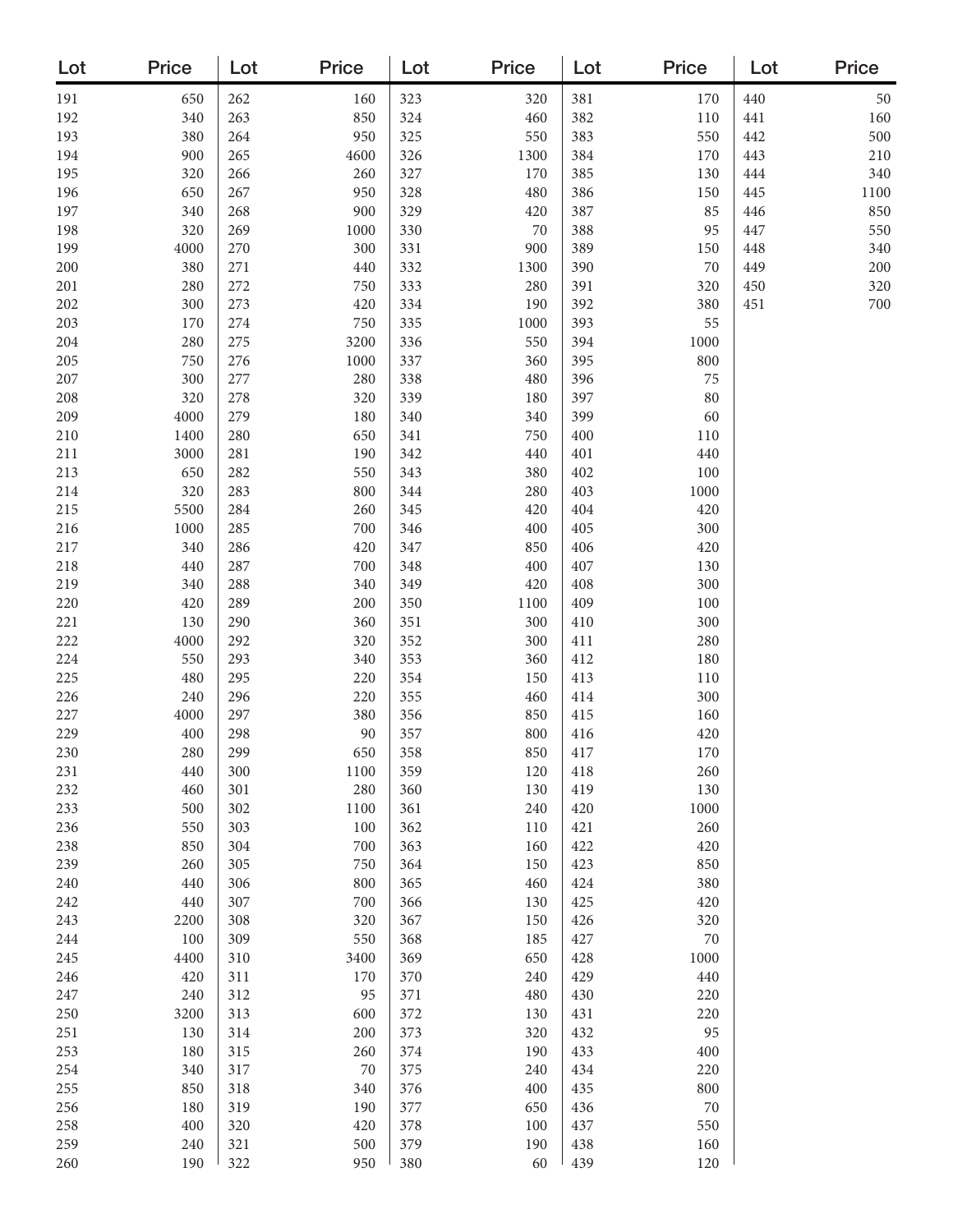| Lot | Price | Lot | Price | Lot | Price | Lot | Price | Lot | Price |
|---|---|---|---|---|---|---|---|---|---|
| 191 | 650 | 262 | 160 | 323 | 320 | 381 | 170 | 440 | 50 |
| 192 | 340 | 263 | 850 | 324 | 460 | 382 | 110 | 441 | 160 |
| 193 | 380 | 264 | 950 | 325 | 550 | 383 | 550 | 442 | 500 |
| 194 | 900 | 265 | 4600 | 326 | 1300 | 384 | 170 | 443 | 210 |
| 195 | 320 | 266 | 260 | 327 | 170 | 385 | 130 | 444 | 340 |
| 196 | 650 | 267 | 950 | 328 | 480 | 386 | 150 | 445 | 1100 |
| 197 | 340 | 268 | 900 | 329 | 420 | 387 | 85 | 446 | 850 |
| 198 | 320 | 269 | 1000 | 330 | 70 | 388 | 95 | 447 | 550 |
| 199 | 4000 | 270 | 300 | 331 | 900 | 389 | 150 | 448 | 340 |
| 200 | 380 | 271 | 440 | 332 | 1300 | 390 | 70 | 449 | 200 |
| 201 | 280 | 272 | 750 | 333 | 280 | 391 | 320 | 450 | 320 |
| 202 | 300 | 273 | 420 | 334 | 190 | 392 | 380 | 451 | 700 |
| 203 | 170 | 274 | 750 | 335 | 1000 | 393 | 55 | | |
| 204 | 280 | 275 | 3200 | 336 | 550 | 394 | 1000 | | |
| 205 | 750 | 276 | 1000 | 337 | 360 | 395 | 800 | | |
| 207 | 300 | 277 | 280 | 338 | 480 | 396 | 75 | | |
| 208 | 320 | 278 | 320 | 339 | 180 | 397 | 80 | | |
| 209 | 4000 | 279 | 180 | 340 | 340 | 399 | 60 | | |
| 210 | 1400 | 280 | 650 | 341 | 750 | 400 | 110 | | |
| 211 | 3000 | 281 | 190 | 342 | 440 | 401 | 440 | | |
| 213 | 650 | 282 | 550 | 343 | 380 | 402 | 100 | | |
| 214 | 320 | 283 | 800 | 344 | 280 | 403 | 1000 | | |
| 215 | 5500 | 284 | 260 | 345 | 420 | 404 | 420 | | |
| 216 | 1000 | 285 | 700 | 346 | 400 | 405 | 300 | | |
| 217 | 340 | 286 | 420 | 347 | 850 | 406 | 420 | | |
| 218 | 440 | 287 | 700 | 348 | 400 | 407 | 130 | | |
| 219 | 340 | 288 | 340 | 349 | 420 | 408 | 300 | | |
| 220 | 420 | 289 | 200 | 350 | 1100 | 409 | 100 | | |
| 221 | 130 | 290 | 360 | 351 | 300 | 410 | 300 | | |
| 222 | 4000 | 292 | 320 | 352 | 300 | 411 | 280 | | |
| 224 | 550 | 293 | 340 | 353 | 360 | 412 | 180 | | |
| 225 | 480 | 295 | 220 | 354 | 150 | 413 | 110 | | |
| 226 | 240 | 296 | 220 | 355 | 460 | 414 | 300 | | |
| 227 | 4000 | 297 | 380 | 356 | 850 | 415 | 160 | | |
| 229 | 400 | 298 | 90 | 357 | 800 | 416 | 420 | | |
| 230 | 280 | 299 | 650 | 358 | 850 | 417 | 170 | | |
| 231 | 440 | 300 | 1100 | 359 | 120 | 418 | 260 | | |
| 232 | 460 | 301 | 280 | 360 | 130 | 419 | 130 | | |
| 233 | 500 | 302 | 1100 | 361 | 240 | 420 | 1000 | | |
| 236 | 550 | 303 | 100 | 362 | 110 | 421 | 260 | | |
| 238 | 850 | 304 | 700 | 363 | 160 | 422 | 420 | | |
| 239 | 260 | 305 | 750 | 364 | 150 | 423 | 850 | | |
| 240 | 440 | 306 | 800 | 365 | 460 | 424 | 380 | | |
| 242 | 440 | 307 | 700 | 366 | 130 | 425 | 420 | | |
| 243 | 2200 | 308 | 320 | 367 | 150 | 426 | 320 | | |
| 244 | 100 | 309 | 550 | 368 | 185 | 427 | 70 | | |
| 245 | 4400 | 310 | 3400 | 369 | 650 | 428 | 1000 | | |
| 246 | 420 | 311 | 170 | 370 | 240 | 429 | 440 | | |
| 247 | 240 | 312 | 95 | 371 | 480 | 430 | 220 | | |
| 250 | 3200 | 313 | 600 | 372 | 130 | 431 | 220 | | |
| 251 | 130 | 314 | 200 | 373 | 320 | 432 | 95 | | |
| 253 | 180 | 315 | 260 | 374 | 190 | 433 | 400 | | |
| 254 | 340 | 317 | 70 | 375 | 240 | 434 | 220 | | |
| 255 | 850 | 318 | 340 | 376 | 400 | 435 | 800 | | |
| 256 | 180 | 319 | 190 | 377 | 650 | 436 | 70 | | |
| 258 | 400 | 320 | 420 | 378 | 100 | 437 | 550 | | |
| 259 | 240 | 321 | 500 | 379 | 190 | 438 | 160 | | |
| 260 | 190 | 322 | 950 | 380 | 60 | 439 | 120 | | |